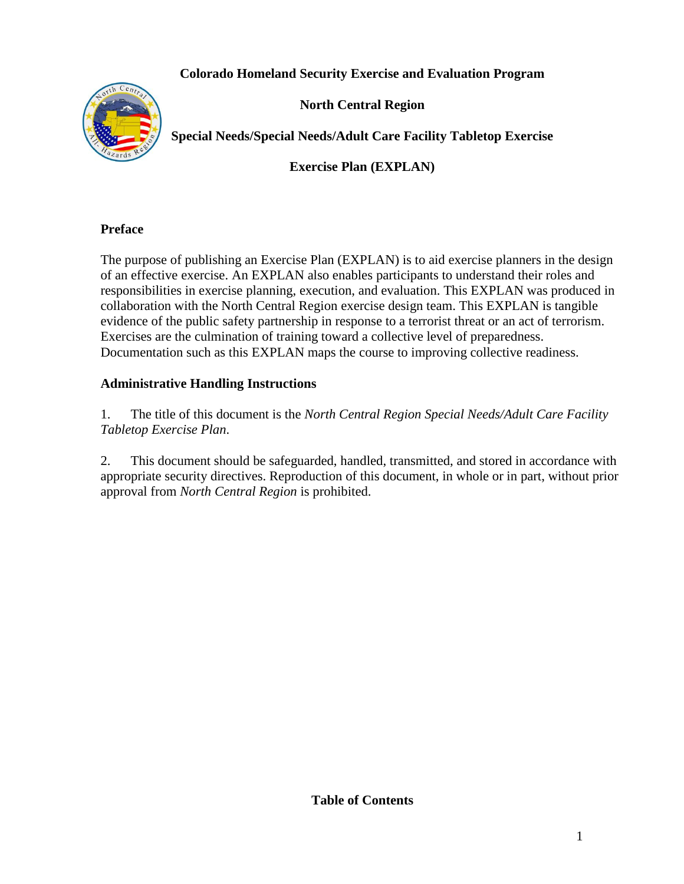**Colorado Homeland Security Exercise and Evaluation Program**

**North Central Region**

**Special Needs/Special Needs/Adult Care Facility Tabletop Exercise**

**Exercise Plan (EXPLAN)**

## Preface

The purpose of publishing an Exercise Plan (EXPLAN) is to aid exercise planners in the design of an effective exercise. An EXPLAN also enables participants to understand their roles and responsibilities in exercise planning, execution, and evaluation. This EXPLAN was produced in collaboration with the North Central Region exercise design team. This EXPLAN is tangible evidence of the public safety partnership in response to a terrorist threat or an act of terrorism. Exercises are the culmination of training toward a collective level of preparedness. Documentation such as this EXPLAN maps the course to improving collective readiness.

## Administrative Handling Instructions

1. The title of this document is the *North Central Region Special Needs/Adult Care Facility Tabletop Exercise Plan*.

2. This document should be safeguarded, handled, transmitted, and stored in accordance with appropriate security directives. Reproduction of this document, in whole or in part, without prior approval from *North Central Region* is prohibited.

**Table of Contents**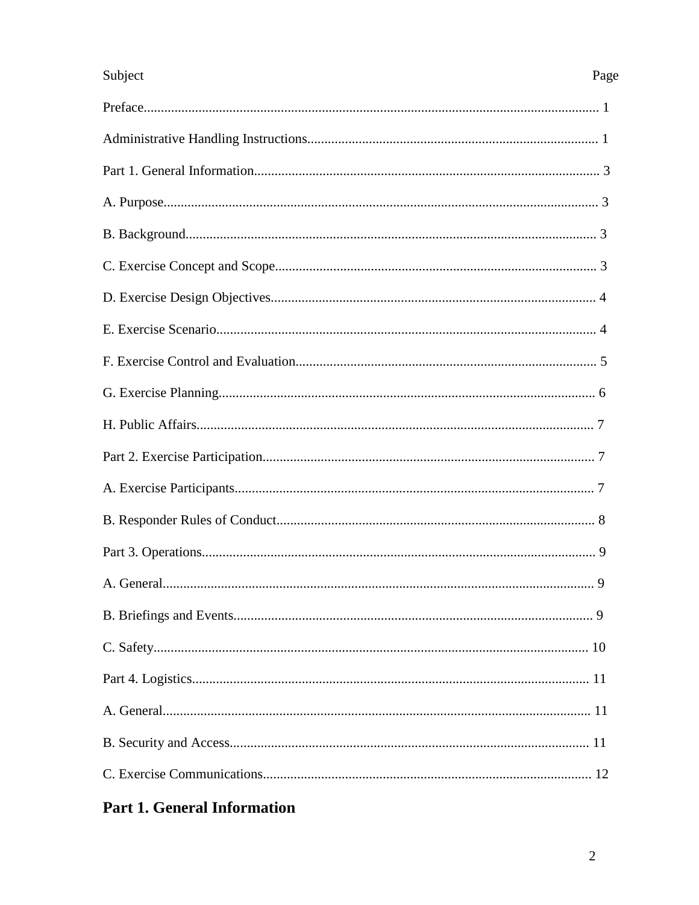| Subject | Page |
| --- | --- |
| Preface | 1 |
| Administrative Handling Instructions | 1 |
| Part 1. General Information | 3 |
| A. Purpose | 3 |
| B. Background | 3 |
| C. Exercise Concept and Scope | 3 |
| D. Exercise Design Objectives | 4 |
| E. Exercise Scenario | 4 |
| F. Exercise Control and Evaluation | 5 |
| G. Exercise Planning | 6 |
| H. Public Affairs | 7 |
| Part 2. Exercise Participation | 7 |
| A. Exercise Participants | 7 |
| B. Responder Rules of Conduct | 8 |
| Part 3. Operations | 9 |
| A. General | 9 |
| B. Briefings and Events | 9 |
| C. Safety | 10 |
| Part 4. Logistics | 11 |
| A. General | 11 |
| B. Security and Access | 11 |
| C. Exercise Communications | 12 |

## Part 1. General Information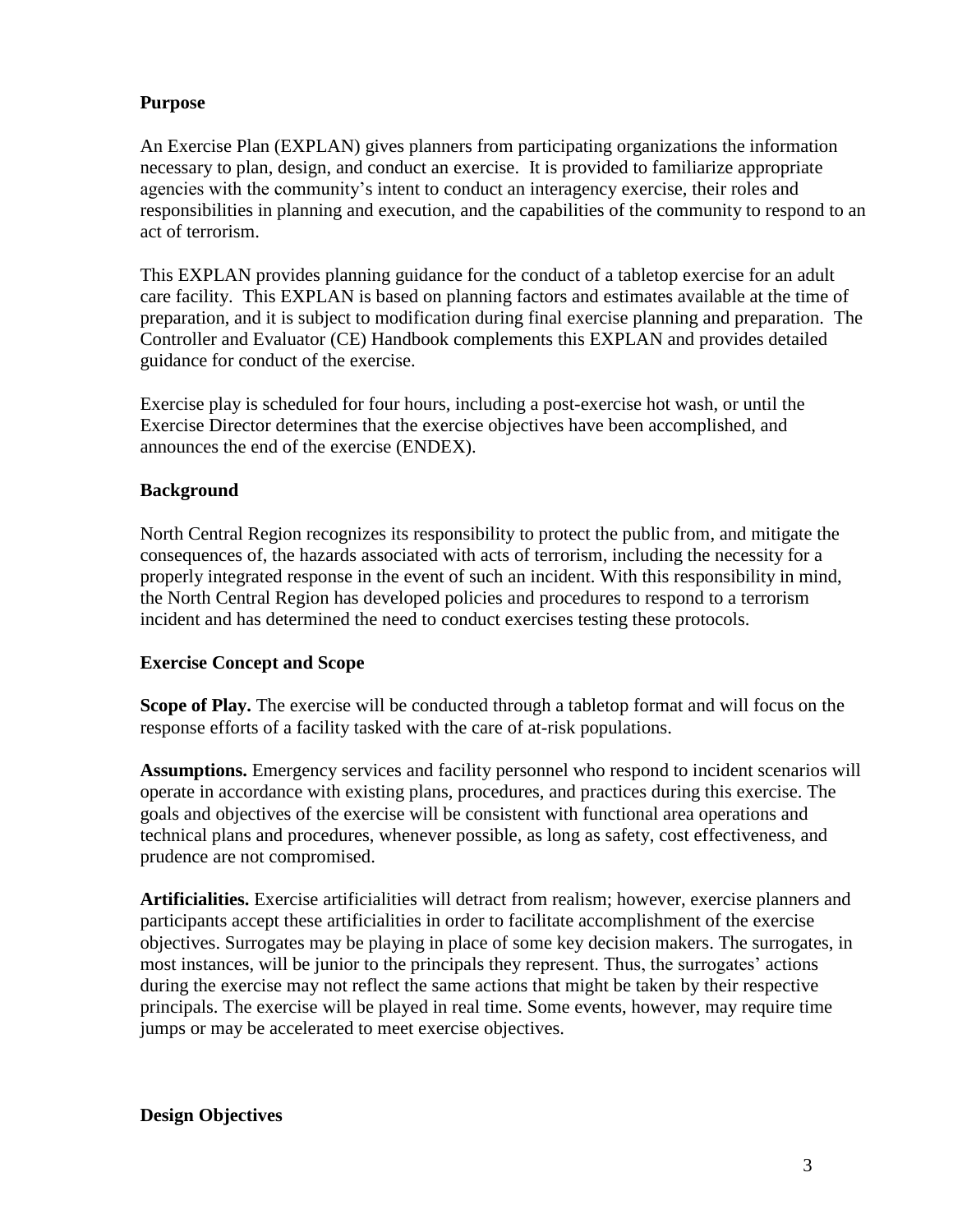## Purpose

An Exercise Plan (EXPLAN) gives planners from participating organizations the information necessary to plan, design, and conduct an exercise. It is provided to familiarize appropriate agencies with the community's intent to conduct an interagency exercise, their roles and responsibilities in planning and execution, and the capabilities of the community to respond to an act of terrorism.

This EXPLAN provides planning guidance for the conduct of a tabletop exercise for an adult care facility. This EXPLAN is based on planning factors and estimates available at the time of preparation, and it is subject to modification during final exercise planning and preparation. The Controller and Evaluator (CE) Handbook complements this EXPLAN and provides detailed guidance for conduct of the exercise.

Exercise play is scheduled for four hours, including a post-exercise hot wash, or until the Exercise Director determines that the exercise objectives have been accomplished, and announces the end of the exercise (ENDEX).

## Background

North Central Region recognizes its responsibility to protect the public from, and mitigate the consequences of, the hazards associated with acts of terrorism, including the necessity for a properly integrated response in the event of such an incident. With this responsibility in mind, the North Central Region has developed policies and procedures to respond to a terrorism incident and has determined the need to conduct exercises testing these protocols.

## Exercise Concept and Scope

**Scope of Play.** The exercise will be conducted through a tabletop format and will focus on the response efforts of a facility tasked with the care of at-risk populations.

**Assumptions.** Emergency services and facility personnel who respond to incident scenarios will operate in accordance with existing plans, procedures, and practices during this exercise. The goals and objectives of the exercise will be consistent with functional area operations and technical plans and procedures, whenever possible, as long as safety, cost effectiveness, and prudence are not compromised.

**Artificialities.** Exercise artificialities will detract from realism; however, exercise planners and participants accept these artificialities in order to facilitate accomplishment of the exercise objectives. Surrogates may be playing in place of some key decision makers. The surrogates, in most instances, will be junior to the principals they represent. Thus, the surrogates' actions during the exercise may not reflect the same actions that might be taken by their respective principals. The exercise will be played in real time. Some events, however, may require time jumps or may be accelerated to meet exercise objectives.

## Design Objectives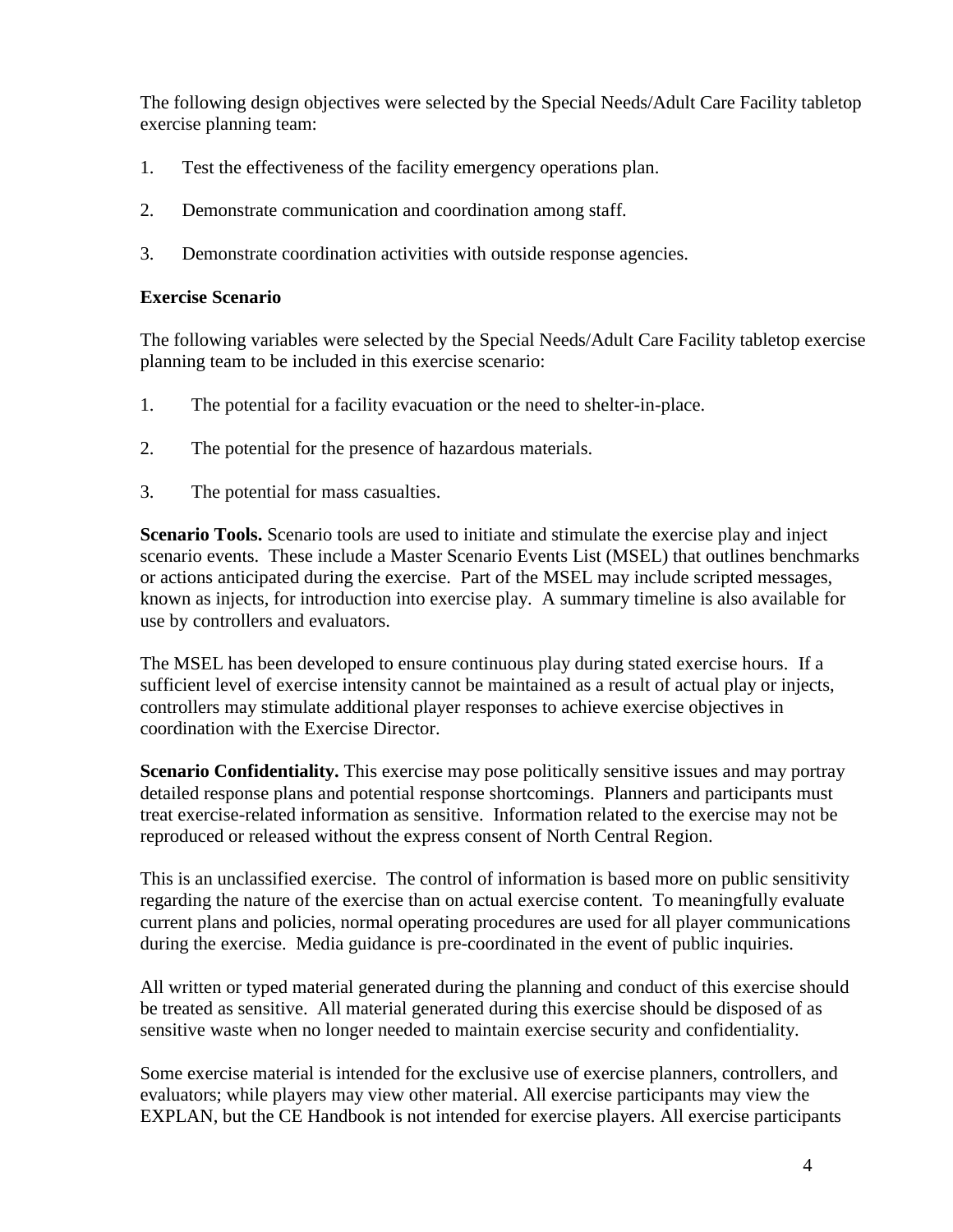The following design objectives were selected by the Special Needs/Adult Care Facility tabletop exercise planning team:

1. Test the effectiveness of the facility emergency operations plan.
2. Demonstrate communication and coordination among staff.
3. Demonstrate coordination activities with outside response agencies.

### Exercise Scenario

The following variables were selected by the Special Needs/Adult Care Facility tabletop exercise planning team to be included in this exercise scenario:

1. The potential for a facility evacuation or the need to shelter-in-place.
2. The potential for the presence of hazardous materials.
3. The potential for mass casualties.

**Scenario Tools.** Scenario tools are used to initiate and stimulate the exercise play and inject scenario events. These include a Master Scenario Events List (MSEL) that outlines benchmarks or actions anticipated during the exercise. Part of the MSEL may include scripted messages, known as injects, for introduction into exercise play. A summary timeline is also available for use by controllers and evaluators.

The MSEL has been developed to ensure continuous play during stated exercise hours. If a sufficient level of exercise intensity cannot be maintained as a result of actual play or injects, controllers may stimulate additional player responses to achieve exercise objectives in coordination with the Exercise Director.

**Scenario Confidentiality.** This exercise may pose politically sensitive issues and may portray detailed response plans and potential response shortcomings. Planners and participants must treat exercise-related information as sensitive. Information related to the exercise may not be reproduced or released without the express consent of North Central Region.

This is an unclassified exercise. The control of information is based more on public sensitivity regarding the nature of the exercise than on actual exercise content. To meaningfully evaluate current plans and policies, normal operating procedures are used for all player communications during the exercise. Media guidance is pre-coordinated in the event of public inquiries.

All written or typed material generated during the planning and conduct of this exercise should be treated as sensitive. All material generated during this exercise should be disposed of as sensitive waste when no longer needed to maintain exercise security and confidentiality.

Some exercise material is intended for the exclusive use of exercise planners, controllers, and evaluators; while players may view other material. All exercise participants may view the EXPLAN, but the CE Handbook is not intended for exercise players. All exercise participants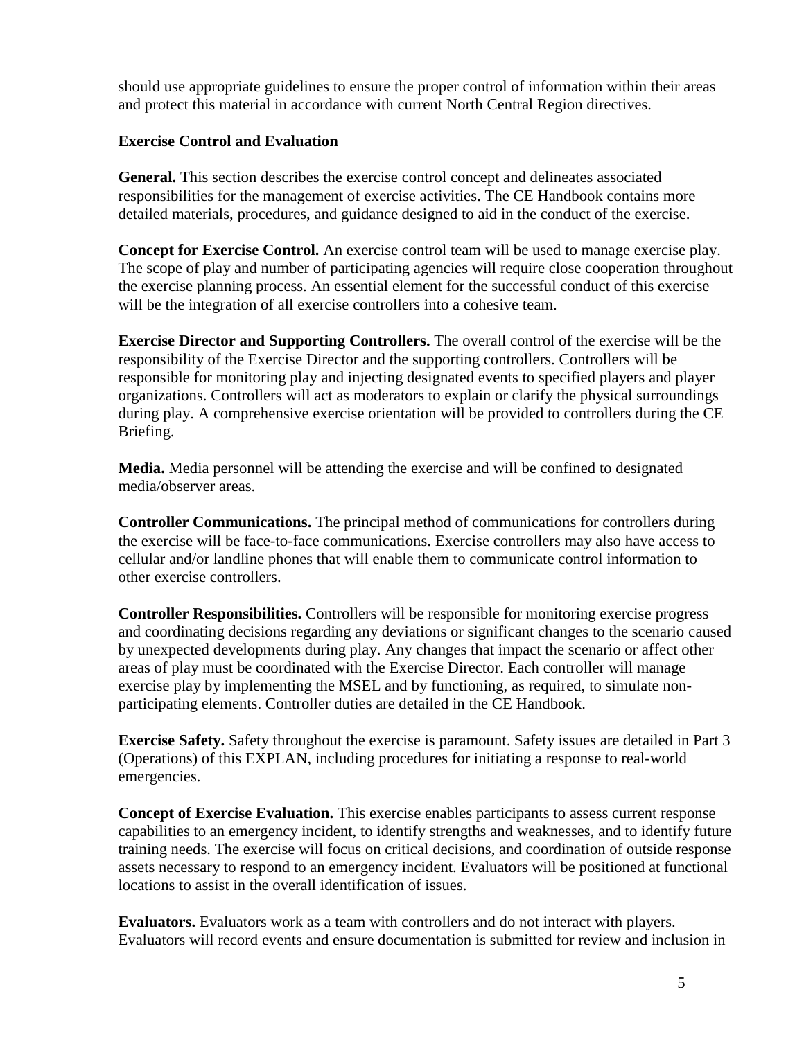should use appropriate guidelines to ensure the proper control of information within their areas and protect this material in accordance with current North Central Region directives.

## Exercise Control and Evaluation

**General.** This section describes the exercise control concept and delineates associated responsibilities for the management of exercise activities. The CE Handbook contains more detailed materials, procedures, and guidance designed to aid in the conduct of the exercise.

**Concept for Exercise Control.** An exercise control team will be used to manage exercise play. The scope of play and number of participating agencies will require close cooperation throughout the exercise planning process. An essential element for the successful conduct of this exercise will be the integration of all exercise controllers into a cohesive team.

**Exercise Director and Supporting Controllers.** The overall control of the exercise will be the responsibility of the Exercise Director and the supporting controllers. Controllers will be responsible for monitoring play and injecting designated events to specified players and player organizations. Controllers will act as moderators to explain or clarify the physical surroundings during play. A comprehensive exercise orientation will be provided to controllers during the CE Briefing.

**Media.** Media personnel will be attending the exercise and will be confined to designated media/observer areas.

**Controller Communications.** The principal method of communications for controllers during the exercise will be face-to-face communications. Exercise controllers may also have access to cellular and/or landline phones that will enable them to communicate control information to other exercise controllers.

**Controller Responsibilities.** Controllers will be responsible for monitoring exercise progress and coordinating decisions regarding any deviations or significant changes to the scenario caused by unexpected developments during play. Any changes that impact the scenario or affect other areas of play must be coordinated with the Exercise Director. Each controller will manage exercise play by implementing the MSEL and by functioning, as required, to simulate non-participating elements. Controller duties are detailed in the CE Handbook.

**Exercise Safety.** Safety throughout the exercise is paramount. Safety issues are detailed in Part 3 (Operations) of this EXPLAN, including procedures for initiating a response to real-world emergencies.

**Concept of Exercise Evaluation.** This exercise enables participants to assess current response capabilities to an emergency incident, to identify strengths and weaknesses, and to identify future training needs. The exercise will focus on critical decisions, and coordination of outside response assets necessary to respond to an emergency incident. Evaluators will be positioned at functional locations to assist in the overall identification of issues.

**Evaluators.** Evaluators work as a team with controllers and do not interact with players. Evaluators will record events and ensure documentation is submitted for review and inclusion in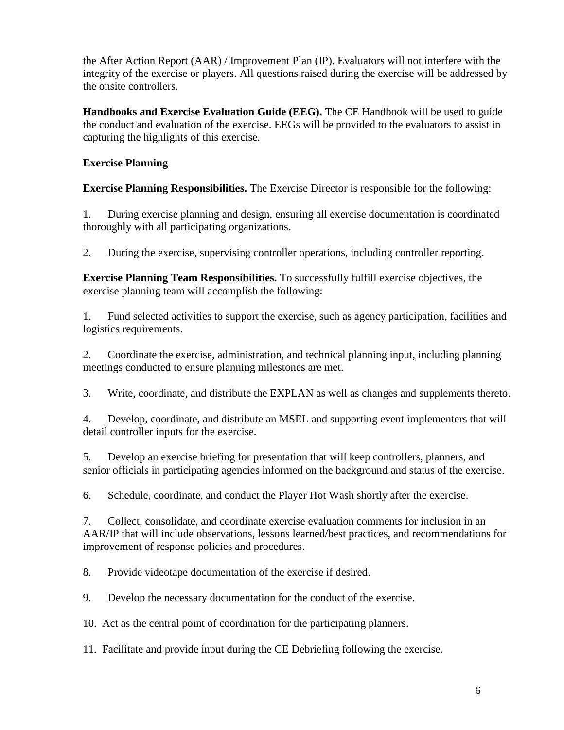the After Action Report (AAR) / Improvement Plan (IP). Evaluators will not interfere with the integrity of the exercise or players. All questions raised during the exercise will be addressed by the onsite controllers.

**Handbooks and Exercise Evaluation Guide (EEG).** The CE Handbook will be used to guide the conduct and evaluation of the exercise. EEGs will be provided to the evaluators to assist in capturing the highlights of this exercise.

**Exercise Planning**

**Exercise Planning Responsibilities.** The Exercise Director is responsible for the following:

1. During exercise planning and design, ensuring all exercise documentation is coordinated thoroughly with all participating organizations.

2. During the exercise, supervising controller operations, including controller reporting.

**Exercise Planning Team Responsibilities.** To successfully fulfill exercise objectives, the exercise planning team will accomplish the following:

1. Fund selected activities to support the exercise, such as agency participation, facilities and logistics requirements.

2. Coordinate the exercise, administration, and technical planning input, including planning meetings conducted to ensure planning milestones are met.

3. Write, coordinate, and distribute the EXPLAN as well as changes and supplements thereto.

4. Develop, coordinate, and distribute an MSEL and supporting event implementers that will detail controller inputs for the exercise.

5. Develop an exercise briefing for presentation that will keep controllers, planners, and senior officials in participating agencies informed on the background and status of the exercise.

6. Schedule, coordinate, and conduct the Player Hot Wash shortly after the exercise.

7. Collect, consolidate, and coordinate exercise evaluation comments for inclusion in an AAR/IP that will include observations, lessons learned/best practices, and recommendations for improvement of response policies and procedures.

8. Provide videotape documentation of the exercise if desired.

9. Develop the necessary documentation for the conduct of the exercise.

10. Act as the central point of coordination for the participating planners.

11. Facilitate and provide input during the CE Debriefing following the exercise.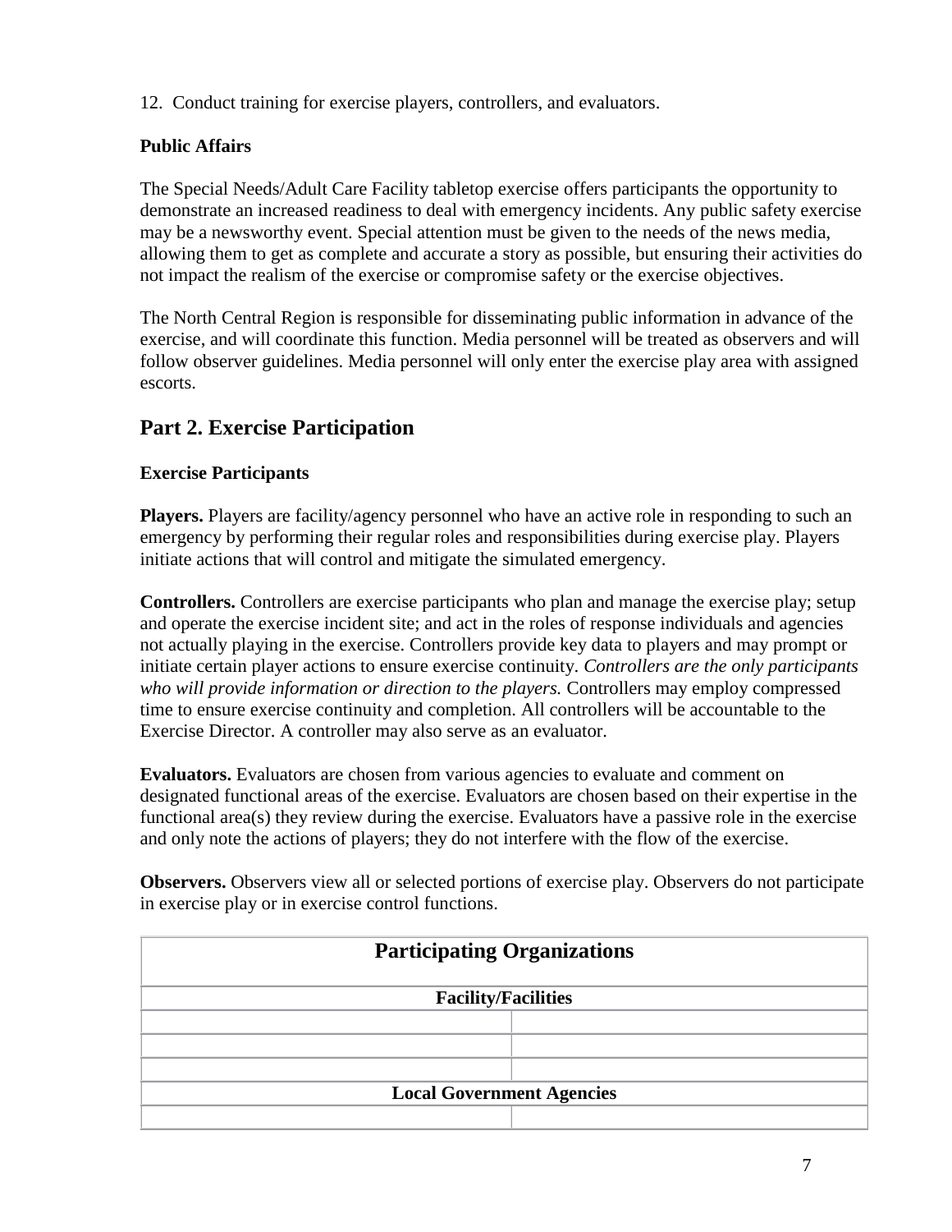12. Conduct training for exercise players, controllers, and evaluators.

**Public Affairs**

The Special Needs/Adult Care Facility tabletop exercise offers participants the opportunity to demonstrate an increased readiness to deal with emergency incidents. Any public safety exercise may be a newsworthy event. Special attention must be given to the needs of the news media, allowing them to get as complete and accurate a story as possible, but ensuring their activities do not impact the realism of the exercise or compromise safety or the exercise objectives.

The North Central Region is responsible for disseminating public information in advance of the exercise, and will coordinate this function. Media personnel will be treated as observers and will follow observer guidelines. Media personnel will only enter the exercise play area with assigned escorts.

## Part 2. Exercise Participation

**Exercise Participants**

**Players.** Players are facility/agency personnel who have an active role in responding to such an emergency by performing their regular roles and responsibilities during exercise play. Players initiate actions that will control and mitigate the simulated emergency.

**Controllers.** Controllers are exercise participants who plan and manage the exercise play; setup and operate the exercise incident site; and act in the roles of response individuals and agencies not actually playing in the exercise. Controllers provide key data to players and may prompt or initiate certain player actions to ensure exercise continuity. *Controllers are the only participants who will provide information or direction to the players.* Controllers may employ compressed time to ensure exercise continuity and completion. All controllers will be accountable to the Exercise Director. A controller may also serve as an evaluator.

**Evaluators.** Evaluators are chosen from various agencies to evaluate and comment on designated functional areas of the exercise. Evaluators are chosen based on their expertise in the functional area(s) they review during the exercise. Evaluators have a passive role in the exercise and only note the actions of players; they do not interfere with the flow of the exercise.

**Observers.** Observers view all or selected portions of exercise play. Observers do not participate in exercise play or in exercise control functions.

| **Participating Organizations** | |
|---|---|
| **Facility/Facilities** | |
| | |
| | |
| | |
| **Local Government Agencies** | |
| | |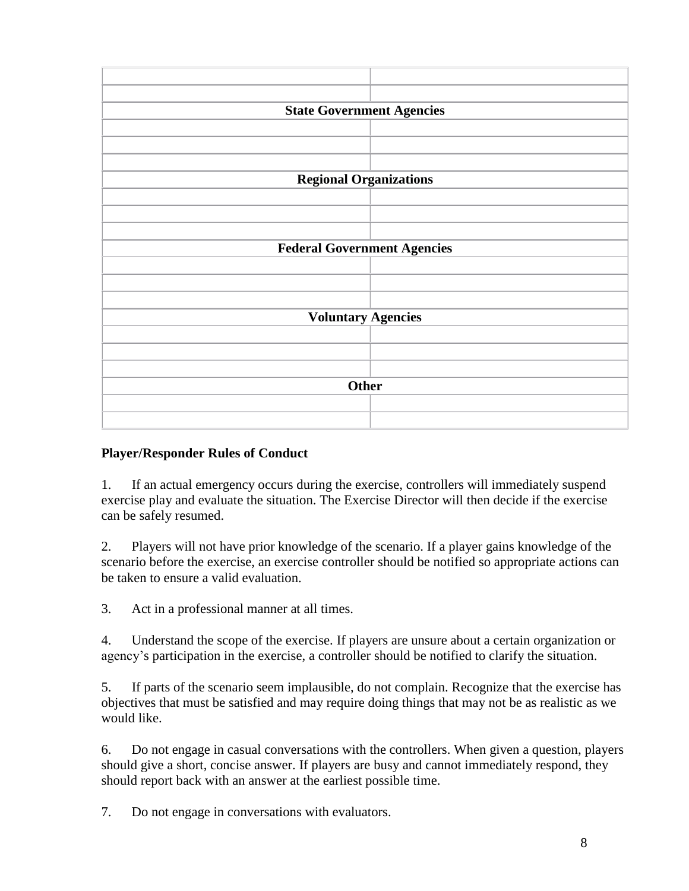| | |
|---|---|
| | |
| **State Government Agencies** | |
| | |
| | |
| | |
| **Regional Organizations** | |
| | |
| | |
| | |
| **Federal Government Agencies** | |
| | |
| | |
| | |
| **Voluntary Agencies** | |
| | |
| | |
| | |
| **Other** | |
| | |
| | |

**Player/Responder Rules of Conduct**

1. If an actual emergency occurs during the exercise, controllers will immediately suspend exercise play and evaluate the situation. The Exercise Director will then decide if the exercise can be safely resumed.

2. Players will not have prior knowledge of the scenario. If a player gains knowledge of the scenario before the exercise, an exercise controller should be notified so appropriate actions can be taken to ensure a valid evaluation.

3. Act in a professional manner at all times.

4. Understand the scope of the exercise. If players are unsure about a certain organization or agency's participation in the exercise, a controller should be notified to clarify the situation.

5. If parts of the scenario seem implausible, do not complain. Recognize that the exercise has objectives that must be satisfied and may require doing things that may not be as realistic as we would like.

6. Do not engage in casual conversations with the controllers. When given a question, players should give a short, concise answer. If players are busy and cannot immediately respond, they should report back with an answer at the earliest possible time.

7. Do not engage in conversations with evaluators.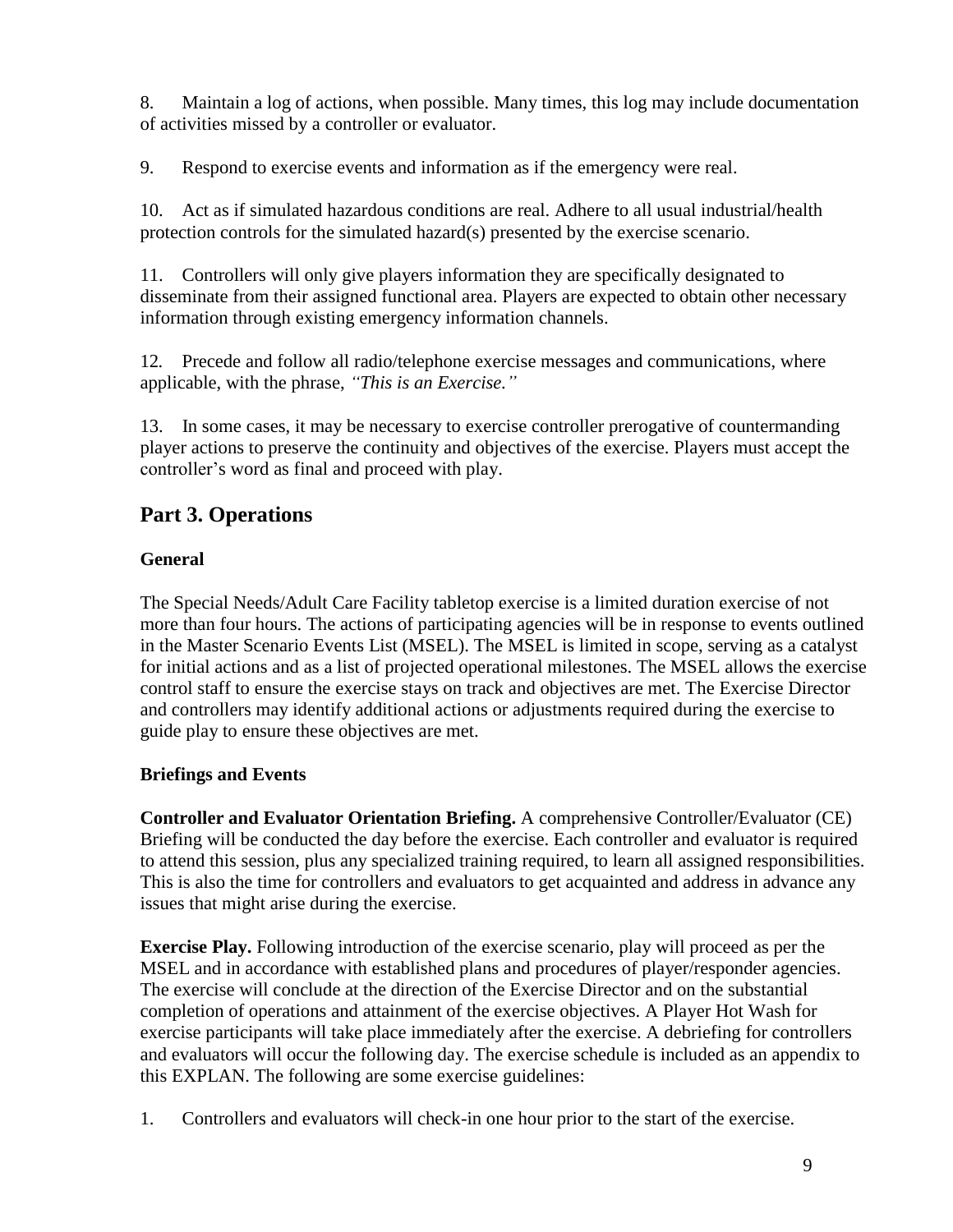8. Maintain a log of actions, when possible. Many times, this log may include documentation of activities missed by a controller or evaluator.

9. Respond to exercise events and information as if the emergency were real.

10. Act as if simulated hazardous conditions are real. Adhere to all usual industrial/health protection controls for the simulated hazard(s) presented by the exercise scenario.

11. Controllers will only give players information they are specifically designated to disseminate from their assigned functional area. Players are expected to obtain other necessary information through existing emergency information channels.

12. Precede and follow all radio/telephone exercise messages and communications, where applicable, with the phrase, *"This is an Exercise."*

13. In some cases, it may be necessary to exercise controller prerogative of countermanding player actions to preserve the continuity and objectives of the exercise. Players must accept the controller's word as final and proceed with play.

## Part 3. Operations

### General

The Special Needs/Adult Care Facility tabletop exercise is a limited duration exercise of not more than four hours. The actions of participating agencies will be in response to events outlined in the Master Scenario Events List (MSEL). The MSEL is limited in scope, serving as a catalyst for initial actions and as a list of projected operational milestones. The MSEL allows the exercise control staff to ensure the exercise stays on track and objectives are met. The Exercise Director and controllers may identify additional actions or adjustments required during the exercise to guide play to ensure these objectives are met.

### Briefings and Events

**Controller and Evaluator Orientation Briefing.** A comprehensive Controller/Evaluator (CE) Briefing will be conducted the day before the exercise. Each controller and evaluator is required to attend this session, plus any specialized training required, to learn all assigned responsibilities. This is also the time for controllers and evaluators to get acquainted and address in advance any issues that might arise during the exercise.

**Exercise Play.** Following introduction of the exercise scenario, play will proceed as per the MSEL and in accordance with established plans and procedures of player/responder agencies. The exercise will conclude at the direction of the Exercise Director and on the substantial completion of operations and attainment of the exercise objectives. A Player Hot Wash for exercise participants will take place immediately after the exercise. A debriefing for controllers and evaluators will occur the following day. The exercise schedule is included as an appendix to this EXPLAN. The following are some exercise guidelines:

1. Controllers and evaluators will check-in one hour prior to the start of the exercise.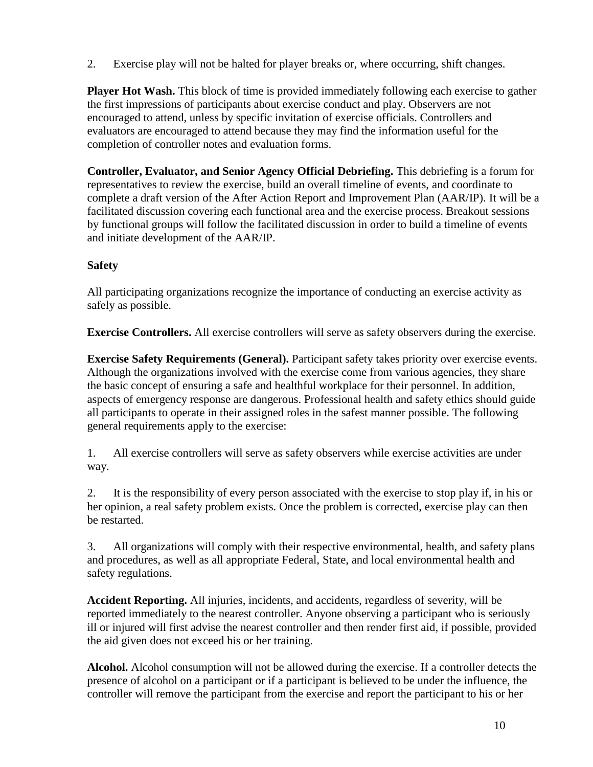2. Exercise play will not be halted for player breaks or, where occurring, shift changes.

**Player Hot Wash.** This block of time is provided immediately following each exercise to gather the first impressions of participants about exercise conduct and play. Observers are not encouraged to attend, unless by specific invitation of exercise officials. Controllers and evaluators are encouraged to attend because they may find the information useful for the completion of controller notes and evaluation forms.

**Controller, Evaluator, and Senior Agency Official Debriefing.** This debriefing is a forum for representatives to review the exercise, build an overall timeline of events, and coordinate to complete a draft version of the After Action Report and Improvement Plan (AAR/IP). It will be a facilitated discussion covering each functional area and the exercise process. Breakout sessions by functional groups will follow the facilitated discussion in order to build a timeline of events and initiate development of the AAR/IP.

### Safety

All participating organizations recognize the importance of conducting an exercise activity as safely as possible.

**Exercise Controllers.** All exercise controllers will serve as safety observers during the exercise.

**Exercise Safety Requirements (General).** Participant safety takes priority over exercise events. Although the organizations involved with the exercise come from various agencies, they share the basic concept of ensuring a safe and healthful workplace for their personnel. In addition, aspects of emergency response are dangerous. Professional health and safety ethics should guide all participants to operate in their assigned roles in the safest manner possible. The following general requirements apply to the exercise:

1. All exercise controllers will serve as safety observers while exercise activities are under way.

2. It is the responsibility of every person associated with the exercise to stop play if, in his or her opinion, a real safety problem exists. Once the problem is corrected, exercise play can then be restarted.

3. All organizations will comply with their respective environmental, health, and safety plans and procedures, as well as all appropriate Federal, State, and local environmental health and safety regulations.

**Accident Reporting.** All injuries, incidents, and accidents, regardless of severity, will be reported immediately to the nearest controller. Anyone observing a participant who is seriously ill or injured will first advise the nearest controller and then render first aid, if possible, provided the aid given does not exceed his or her training.

**Alcohol.** Alcohol consumption will not be allowed during the exercise. If a controller detects the presence of alcohol on a participant or if a participant is believed to be under the influence, the controller will remove the participant from the exercise and report the participant to his or her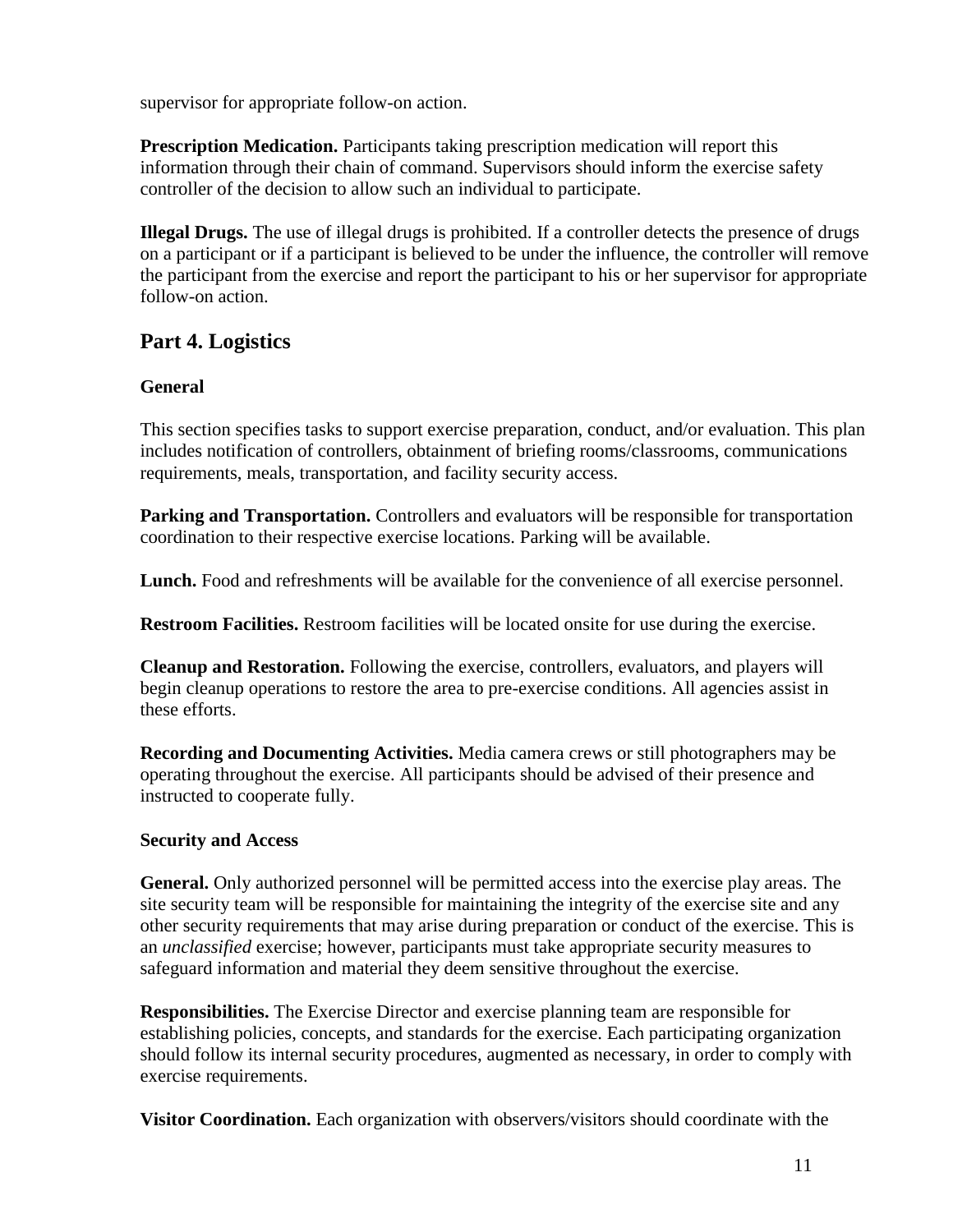supervisor for appropriate follow-on action.

**Prescription Medication.** Participants taking prescription medication will report this information through their chain of command. Supervisors should inform the exercise safety controller of the decision to allow such an individual to participate.

**Illegal Drugs.** The use of illegal drugs is prohibited. If a controller detects the presence of drugs on a participant or if a participant is believed to be under the influence, the controller will remove the participant from the exercise and report the participant to his or her supervisor for appropriate follow-on action.

## Part 4. Logistics

### General

This section specifies tasks to support exercise preparation, conduct, and/or evaluation. This plan includes notification of controllers, obtainment of briefing rooms/classrooms, communications requirements, meals, transportation, and facility security access.

**Parking and Transportation.** Controllers and evaluators will be responsible for transportation coordination to their respective exercise locations. Parking will be available.

**Lunch.** Food and refreshments will be available for the convenience of all exercise personnel.

**Restroom Facilities.** Restroom facilities will be located onsite for use during the exercise.

**Cleanup and Restoration.** Following the exercise, controllers, evaluators, and players will begin cleanup operations to restore the area to pre-exercise conditions. All agencies assist in these efforts.

**Recording and Documenting Activities.** Media camera crews or still photographers may be operating throughout the exercise. All participants should be advised of their presence and instructed to cooperate fully.

### Security and Access

**General.** Only authorized personnel will be permitted access into the exercise play areas. The site security team will be responsible for maintaining the integrity of the exercise site and any other security requirements that may arise during preparation or conduct of the exercise. This is an *unclassified* exercise; however, participants must take appropriate security measures to safeguard information and material they deem sensitive throughout the exercise.

**Responsibilities.** The Exercise Director and exercise planning team are responsible for establishing policies, concepts, and standards for the exercise. Each participating organization should follow its internal security procedures, augmented as necessary, in order to comply with exercise requirements.

**Visitor Coordination.** Each organization with observers/visitors should coordinate with the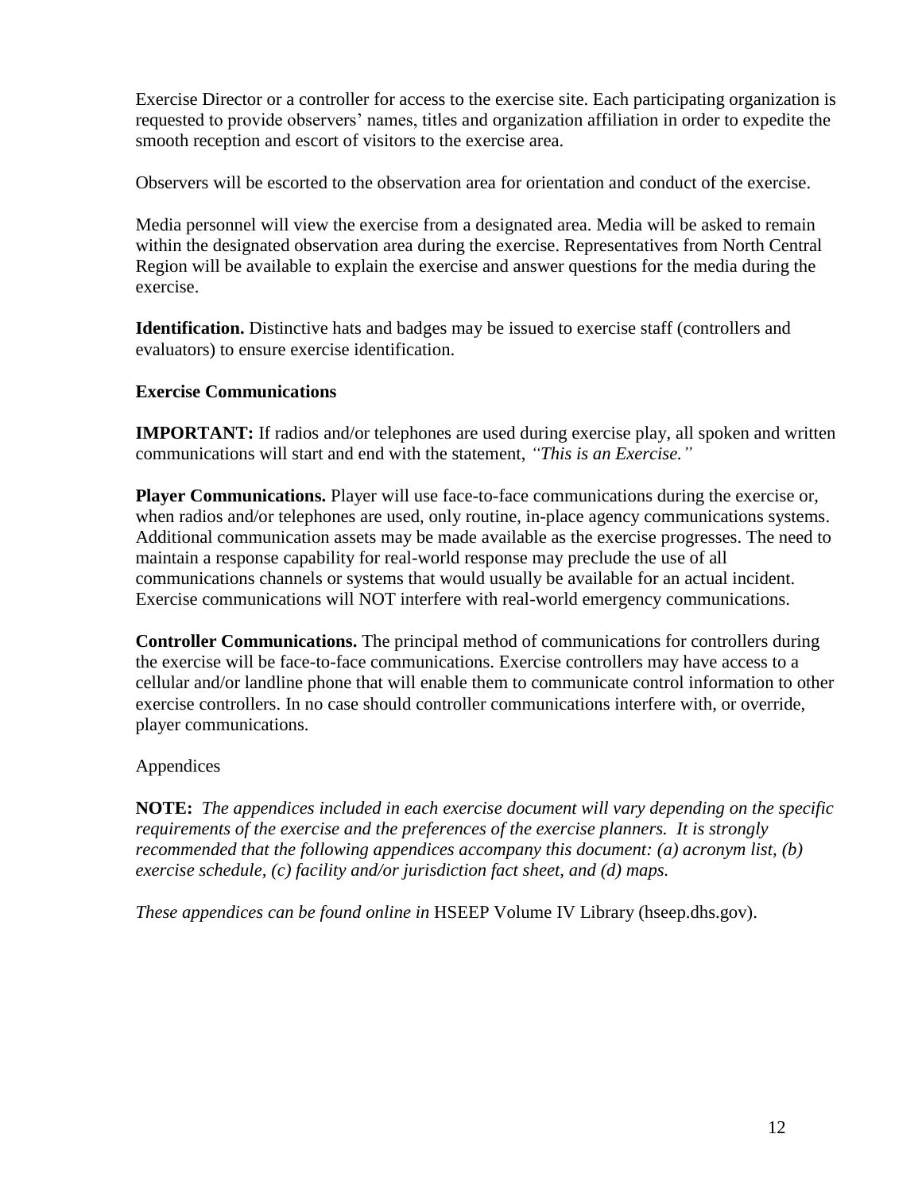Exercise Director or a controller for access to the exercise site. Each participating organization is requested to provide observers' names, titles and organization affiliation in order to expedite the smooth reception and escort of visitors to the exercise area.

Observers will be escorted to the observation area for orientation and conduct of the exercise.

Media personnel will view the exercise from a designated area. Media will be asked to remain within the designated observation area during the exercise. Representatives from North Central Region will be available to explain the exercise and answer questions for the media during the exercise.

**Identification.** Distinctive hats and badges may be issued to exercise staff (controllers and evaluators) to ensure exercise identification.

### Exercise Communications

**IMPORTANT:** If radios and/or telephones are used during exercise play, all spoken and written communications will start and end with the statement, *"This is an Exercise."*

**Player Communications.** Player will use face-to-face communications during the exercise or, when radios and/or telephones are used, only routine, in-place agency communications systems. Additional communication assets may be made available as the exercise progresses. The need to maintain a response capability for real-world response may preclude the use of all communications channels or systems that would usually be available for an actual incident. Exercise communications will NOT interfere with real-world emergency communications.

**Controller Communications.** The principal method of communications for controllers during the exercise will be face-to-face communications. Exercise controllers may have access to a cellular and/or landline phone that will enable them to communicate control information to other exercise controllers. In no case should controller communications interfere with, or override, player communications.

Appendices

**NOTE:** *The appendices included in each exercise document will vary depending on the specific requirements of the exercise and the preferences of the exercise planners. It is strongly recommended that the following appendices accompany this document: (a) acronym list, (b) exercise schedule, (c) facility and/or jurisdiction fact sheet, and (d) maps.*

*These appendices can be found online in* HSEEP Volume IV Library (hseep.dhs.gov).